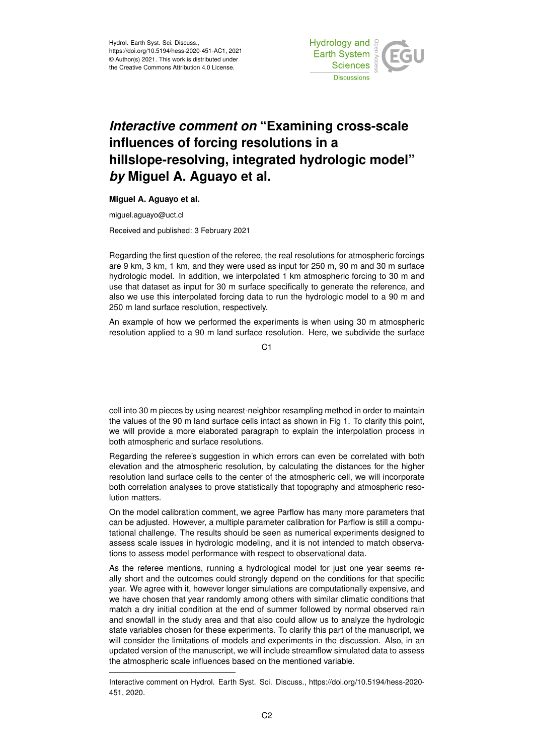# *Interactive comment on* "Examining cross-scale influences of forcing resolutions in a hillslope-resolving, integrated hydrologic model" *by* Miguel A. Aguayo et al.

**Miguel A. Aguayo et al.**

miguel.aguayo@uct.cl

Received and published: 3 February 2021

Regarding the first question of the referee, the real resolutions for atmospheric forcings are 9 km, 3 km, 1 km, and they were used as input for 250 m, 90 m and 30 m surface hydrologic model. In addition, we interpolated 1 km atmospheric forcing to 30 m and use that dataset as input for 30 m surface specifically to generate the reference, and also we use this interpolated forcing data to run the hydrologic model to a 90 m and 250 m land surface resolution, respectively.

An example of how we performed the experiments is when using 30 m atmospheric resolution applied to a 90 m land surface resolution. Here, we subdivide the surface cell into 30 m pieces by using nearest-neighbor resampling method in order to maintain the values of the 90 m land surface cells intact as shown in Fig 1. To clarify this point, we will provide a more elaborated paragraph to explain the interpolation process in both atmospheric and surface resolutions.

Regarding the referee's suggestion in which errors can even be correlated with both elevation and the atmospheric resolution, by calculating the distances for the higher resolution land surface cells to the center of the atmospheric cell, we will incorporate both correlation analyses to prove statistically that topography and atmospheric resolution matters.

On the model calibration comment, we agree Parflow has many more parameters that can be adjusted. However, a multiple parameter calibration for Parflow is still a computational challenge. The results should be seen as numerical experiments designed to assess scale issues in hydrologic modeling, and it is not intended to match observations to assess model performance with respect to observational data.

As the referee mentions, running a hydrological model for just one year seems really short and the outcomes could strongly depend on the conditions for that specific year. We agree with it, however longer simulations are computationally expensive, and we have chosen that year randomly among others with similar climatic conditions that match a dry initial condition at the end of summer followed by normal observed rain and snowfall in the study area and that also could allow us to analyze the hydrologic state variables chosen for these experiments. To clarify this part of the manuscript, we will consider the limitations of models and experiments in the discussion. Also, in an updated version of the manuscript, we will include streamflow simulated data to assess the atmospheric scale influences based on the mentioned variable.

---

Interactive comment on Hydrol. Earth Syst. Sci. Discuss., https://doi.org/10.5194/hess-2020-451, 2020.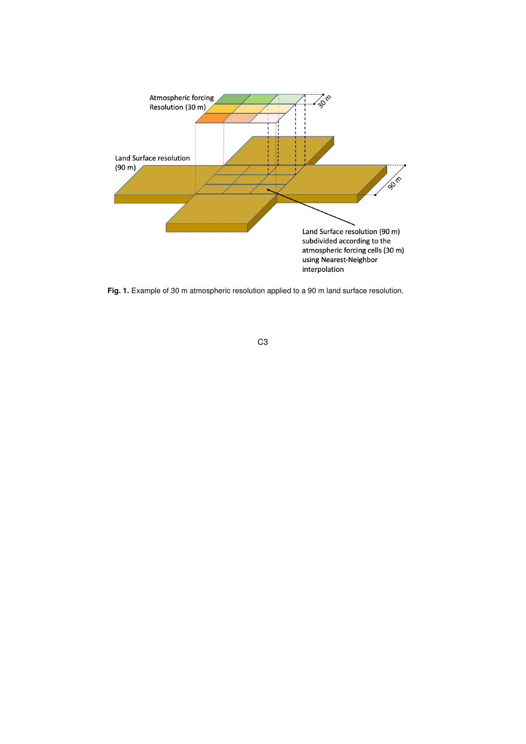Atmospheric forcing
Resolution (30 m)

30 m

Land Surface resolution
(90 m)

90 m

Land Surface resolution (90 m)
subdivided according to the
atmospheric forcing cells (30 m)
using Nearest-Neighbor
interpolation

**Fig. 1.** Example of 30 m atmospheric resolution applied to a 90 m land surface resolution.